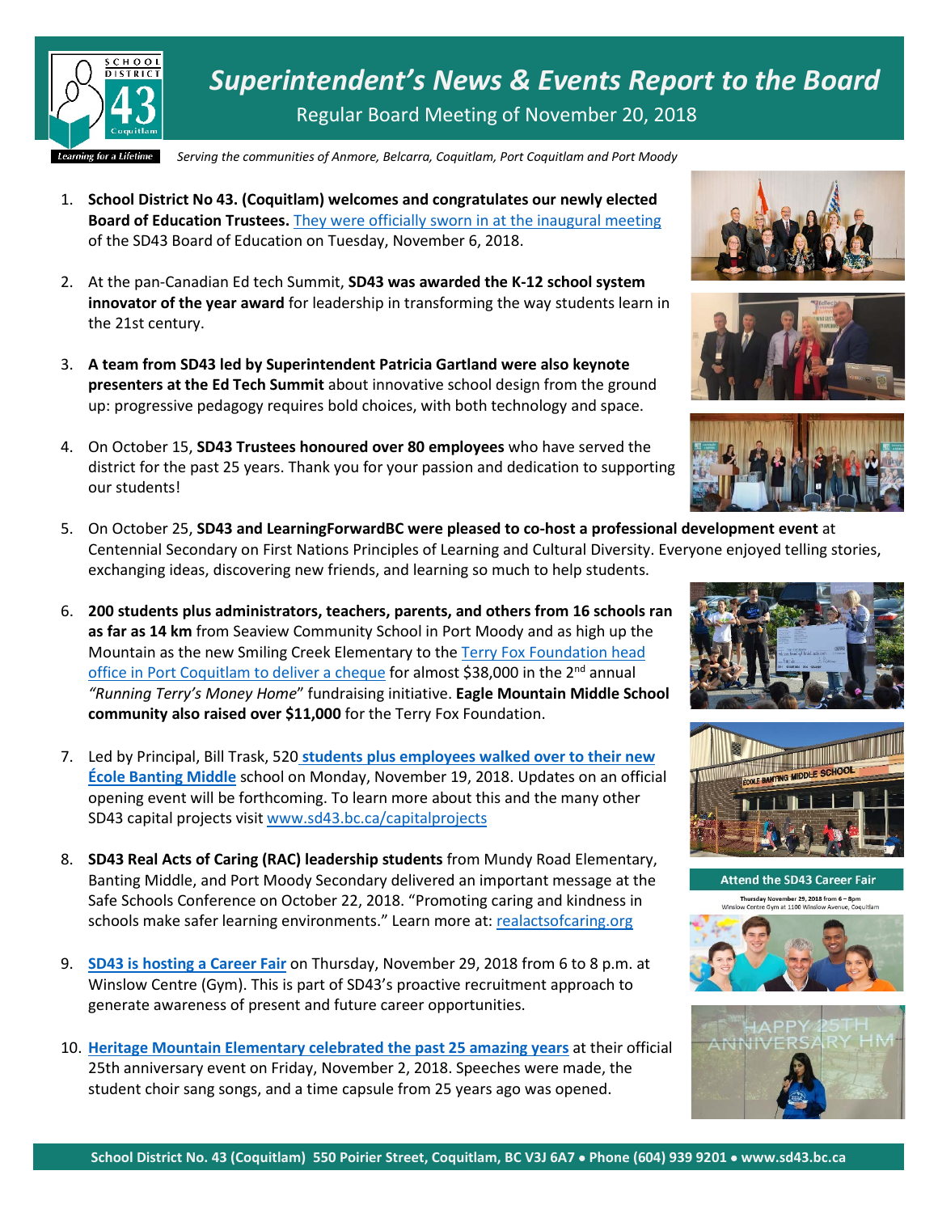# *Superintendent's News & Events Report to the Board*

Regular Board Meeting of November 20, 2018

*Serving the communities of Anmore, Belcarra, Coquitlam, Port Coquitlam and Port Moody*

1. **School District No 43. (Coquitlam) welcomes and congratulates our newly elected Board of Education Trustees.** They were officially sworn in at the inaugural meeting of the SD43 Board of Education on Tuesday, November 6, 2018.

2. At the pan-Canadian Ed tech Summit, **SD43 was awarded the K-12 school system innovator of the year award** for leadership in transforming the way students learn in the 21st century.

3. **A team from SD43 led by Superintendent Patricia Gartland were also keynote presenters at the Ed Tech Summit** about innovative school design from the ground up: progressive pedagogy requires bold choices, with both technology and space.

4. On October 15, **SD43 Trustees honoured over 80 employees** who have served the district for the past 25 years. Thank you for your passion and dedication to supporting our students!

5. On October 25, **SD43 and LearningForwardBC were pleased to co-host a professional development event** at Centennial Secondary on First Nations Principles of Learning and Cultural Diversity. Everyone enjoyed telling stories, exchanging ideas, discovering new friends, and learning so much to help students.

6. **200 students plus administrators, teachers, parents, and others from 16 schools ran as far as 14 km** from Seaview Community School in Port Moody and as high up the Mountain as the new Smiling Creek Elementary to the Terry Fox Foundation head office in Port Coquitlam to deliver a cheque for almost $38,000 in the 2nd annual *"Running Terry's Money Home"* fundraising initiative. **Eagle Mountain Middle School community also raised over $11,000** for the Terry Fox Foundation.

7. Led by Principal, Bill Trask, 520 **students plus employees walked over to their new École Banting Middle** school on Monday, November 19, 2018. Updates on an official opening event will be forthcoming. To learn more about this and the many other SD43 capital projects visit www.sd43.bc.ca/capitalprojects

8. **SD43 Real Acts of Caring (RAC) leadership students** from Mundy Road Elementary, Banting Middle, and Port Moody Secondary delivered an important message at the Safe Schools Conference on October 22, 2018. "Promoting caring and kindness in schools make safer learning environments." Learn more at: realactsofcaring.org

9. **SD43 is hosting a Career Fair** on Thursday, November 29, 2018 from 6 to 8 p.m. at Winslow Centre (Gym). This is part of SD43's proactive recruitment approach to generate awareness of present and future career opportunities.

10. **Heritage Mountain Elementary celebrated the past 25 amazing years** at their official 25th anniversary event on Friday, November 2, 2018. Speeches were made, the student choir sang songs, and a time capsule from 25 years ago was opened.

**Attend the SD43 Career Fair**

Thursday November 29, 2018 from 6 – 8pm
Winslow Centre Gym at 1100 Winslow Avenue, Coquitlam

**School District No. 43 (Coquitlam) 550 Poirier Street, Coquitlam, BC V3J 6A7 • Phone (604) 939 9201 • www.sd43.bc.ca**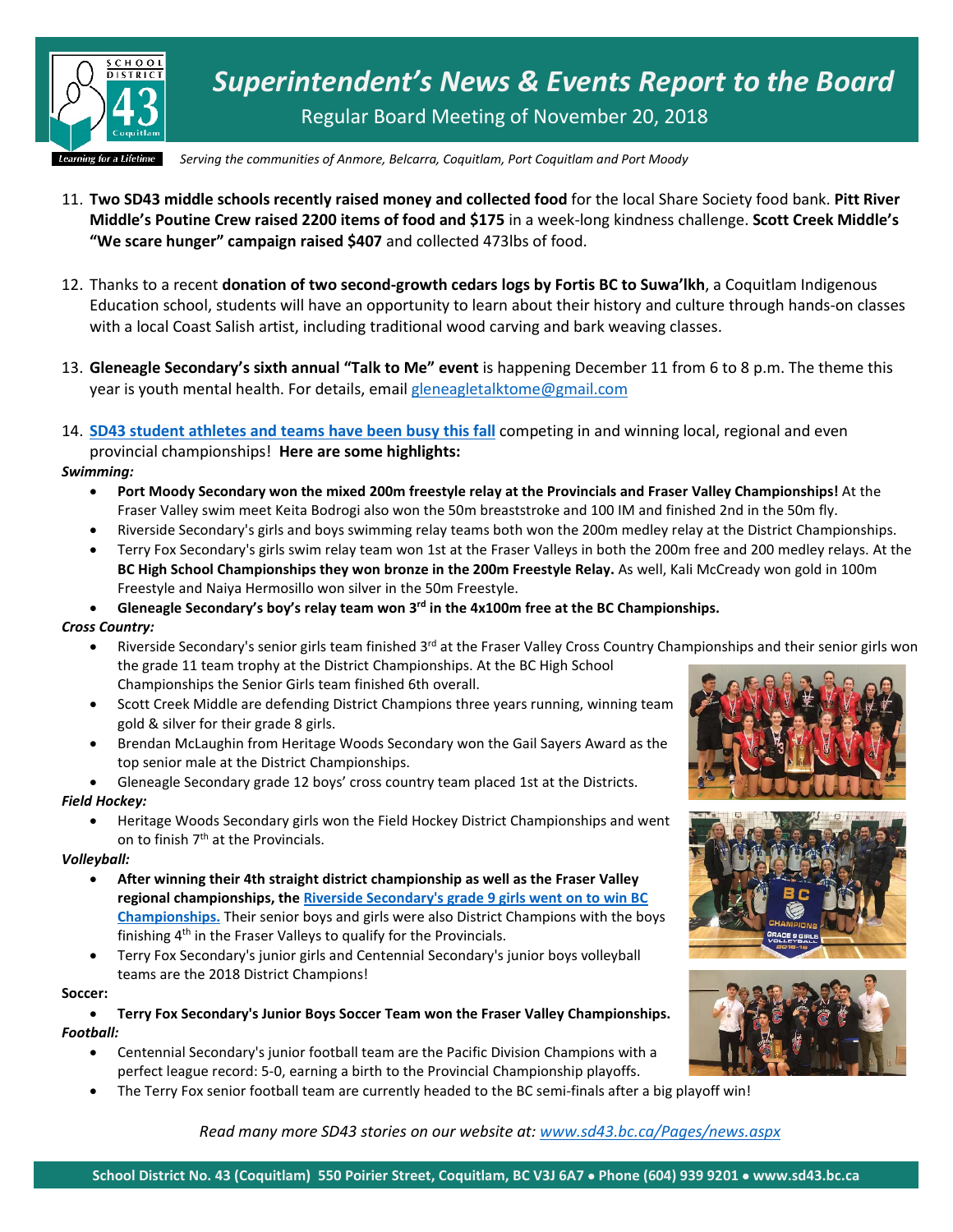# *Superintendent's News & Events Report to the Board*

Regular Board Meeting of November 20, 2018

*Serving the communities of Anmore, Belcarra, Coquitlam, Port Coquitlam and Port Moody*

11. **Two SD43 middle schools recently raised money and collected food** for the local Share Society food bank. **Pitt River Middle's Poutine Crew raised 2200 items of food and $175** in a week-long kindness challenge. **Scott Creek Middle's "We scare hunger" campaign raised $407** and collected 473lbs of food.

12. Thanks to a recent **donation of two second-growth cedars logs by Fortis BC to Suwa'lkh**, a Coquitlam Indigenous Education school, students will have an opportunity to learn about their history and culture through hands-on classes with a local Coast Salish artist, including traditional wood carving and bark weaving classes.

13. **Gleneagle Secondary's sixth annual "Talk to Me" event** is happening December 11 from 6 to 8 p.m. The theme this year is youth mental health. For details, email gleneagletalktome@gmail.com

14. **SD43 student athletes and teams have been busy this fall** competing in and winning local, regional and even provincial championships! **Here are some highlights:**

***Swimming:***

- **Port Moody Secondary won the mixed 200m freestyle relay at the Provincials and Fraser Valley Championships!** At the Fraser Valley swim meet Keita Bodrogi also won the 50m breaststroke and 100 IM and finished 2nd in the 50m fly.
- Riverside Secondary's girls and boys swimming relay teams both won the 200m medley relay at the District Championships.
- Terry Fox Secondary's girls swim relay team won 1st at the Fraser Valleys in both the 200m free and 200 medley relays. At the **BC High School Championships they won bronze in the 200m Freestyle Relay.** As well, Kali McCready won gold in 100m Freestyle and Naiya Hermosillo won silver in the 50m Freestyle.
- **Gleneagle Secondary's boy's relay team won 3rd in the 4x100m free at the BC Championships.**

***Cross Country:***

- Riverside Secondary's senior girls team finished 3rd at the Fraser Valley Cross Country Championships and their senior girls won the grade 11 team trophy at the District Championships. At the BC High School Championships the Senior Girls team finished 6th overall.
- Scott Creek Middle are defending District Champions three years running, winning team gold & silver for their grade 8 girls.
- Brendan McLaughin from Heritage Woods Secondary won the Gail Sayers Award as the top senior male at the District Championships.
- Gleneagle Secondary grade 12 boys' cross country team placed 1st at the Districts.

***Field Hockey:***

- Heritage Woods Secondary girls won the Field Hockey District Championships and went on to finish 7th at the Provincials.

***Volleyball:***

- **After winning their 4th straight district championship as well as the Fraser Valley regional championships, the Riverside Secondary's grade 9 girls went on to win BC Championships.** Their senior boys and girls were also District Champions with the boys finishing 4th in the Fraser Valleys to qualify for the Provincials.
- Terry Fox Secondary's junior girls and Centennial Secondary's junior boys volleyball teams are the 2018 District Champions!

**Soccer:**

- **Terry Fox Secondary's Junior Boys Soccer Team won the Fraser Valley Championships.**

***Football:***

- Centennial Secondary's junior football team are the Pacific Division Champions with a perfect league record: 5-0, earning a birth to the Provincial Championship playoffs.
- The Terry Fox senior football team are currently headed to the BC semi-finals after a big playoff win!

*Read many more SD43 stories on our website at: www.sd43.bc.ca/Pages/news.aspx*